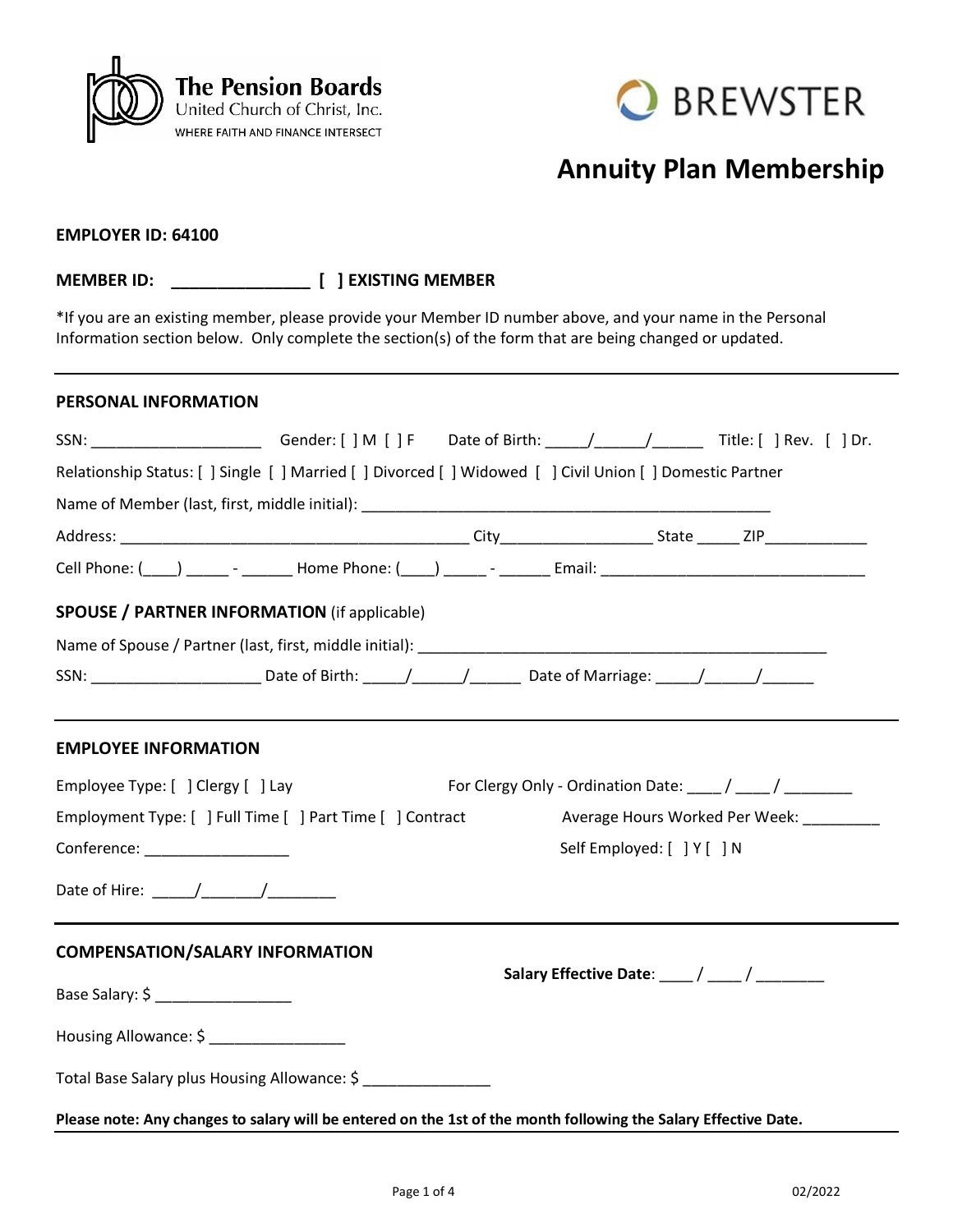The Pension Boards
United Church of Christ, Inc.
WHERE FAITH AND FINANCE INTERSECT

BREWSTER

# Annuity Plan Membership

**EMPLOYER ID: 64100**

**MEMBER ID: _______________ [ ] EXISTING MEMBER**

*If you are an existing member, please provide your Member ID number above, and your name in the Personal Information section below. Only complete the section(s) of the form that are being changed or updated.

---

## PERSONAL INFORMATION

SSN: ____________________ Gender: [ ] M [ ] F Date of Birth: _____/______/______ Title: [ ] Rev. [ ] Dr.

Relationship Status: [ ] Single [ ] Married [ ] Divorced [ ] Widowed [ ] Civil Union [ ] Domestic Partner

Name of Member (last, first, middle initial): _______________________________________________

Address: _________________________________________ City_________________ State _____ ZIP____________

Cell Phone: (____) _____ - ______ Home Phone: (____) _____ - ______ Email: ______________________________

**SPOUSE / PARTNER INFORMATION** (if applicable)

Name of Spouse / Partner (last, first, middle initial): _______________________________________________

SSN: ____________________ Date of Birth: _____/______/______ Date of Marriage: _____/______/______

---

## EMPLOYEE INFORMATION

Employee Type: [ ] Clergy [ ] Lay

For Clergy Only - Ordination Date: ____ / ____ / ________

Employment Type: [ ] Full Time [ ] Part Time [ ] Contract

Average Hours Worked Per Week: _________

Conference: _________________

Self Employed: [ ] Y [ ] N

Date of Hire: _____/_______/________

---

## COMPENSATION/SALARY INFORMATION

**Salary Effective Date**: ____ / ____ / ________

Base Salary: $ ________________

Housing Allowance: $ ________________

Total Base Salary plus Housing Allowance: $ _______________

**Please note: Any changes to salary will be entered on the 1st of the month following the Salary Effective Date.**

02/2022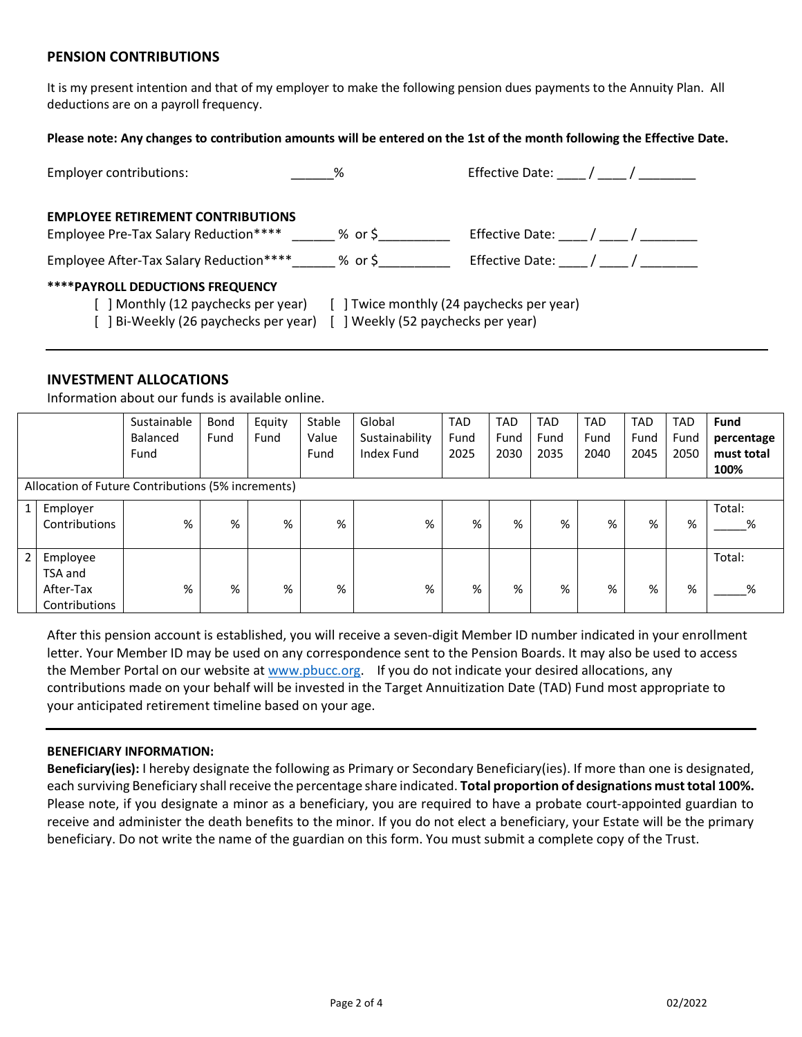## PENSION CONTRIBUTIONS

It is my present intention and that of my employer to make the following pension dues payments to the Annuity Plan. All deductions are on a payroll frequency.

**Please note: Any changes to contribution amounts will be entered on the 1st of the month following the Effective Date.**

Employer contributions: ______% Effective Date: ____ / ____ / ________

**EMPLOYEE RETIREMENT CONTRIBUTIONS**

Employee Pre-Tax Salary Reduction**** ______ % or $__________ Effective Date: ____ / ____ / ________

Employee After-Tax Salary Reduction****______ % or $__________ Effective Date: ____ / ____ / ________

**\*\*\*\*PAYROLL DEDUCTIONS FREQUENCY**

[ ] Monthly (12 paychecks per year) [ ] Twice monthly (24 paychecks per year)

[ ] Bi-Weekly (26 paychecks per year) [ ] Weekly (52 paychecks per year)

---

## INVESTMENT ALLOCATIONS

Information about our funds is available online.

| | | Sustainable Balanced Fund | Bond Fund | Equity Fund | Stable Value Fund | Global Sustainability Index Fund | TAD Fund 2025 | TAD Fund 2030 | TAD Fund 2035 | TAD Fund 2040 | TAD Fund 2045 | TAD Fund 2050 | **Fund percentage must total 100%** |
|---|---|---|---|---|---|---|---|---|---|---|---|---|---|
| Allocation of Future Contributions (5% increments) | | | | | | | | | | | | | |
| 1 | Employer Contributions | % | % | % | % | % | % | % | % | % | % | % | Total: _____% |
| 2 | Employee TSA and After-Tax Contributions | % | % | % | % | % | % | % | % | % | % | % | Total: _____% |

After this pension account is established, you will receive a seven-digit Member ID number indicated in your enrollment letter. Your Member ID may be used on any correspondence sent to the Pension Boards. It may also be used to access the Member Portal on our website at www.pbucc.org. If you do not indicate your desired allocations, any contributions made on your behalf will be invested in the Target Annuitization Date (TAD) Fund most appropriate to your anticipated retirement timeline based on your age.

---

**BENEFICIARY INFORMATION:**

**Beneficiary(ies):** I hereby designate the following as Primary or Secondary Beneficiary(ies). If more than one is designated, each surviving Beneficiary shall receive the percentage share indicated. **Total proportion of designations must total 100%.** Please note, if you designate a minor as a beneficiary, you are required to have a probate court-appointed guardian to receive and administer the death benefits to the minor. If you do not elect a beneficiary, your Estate will be the primary beneficiary. Do not write the name of the guardian on this form. You must submit a complete copy of the Trust.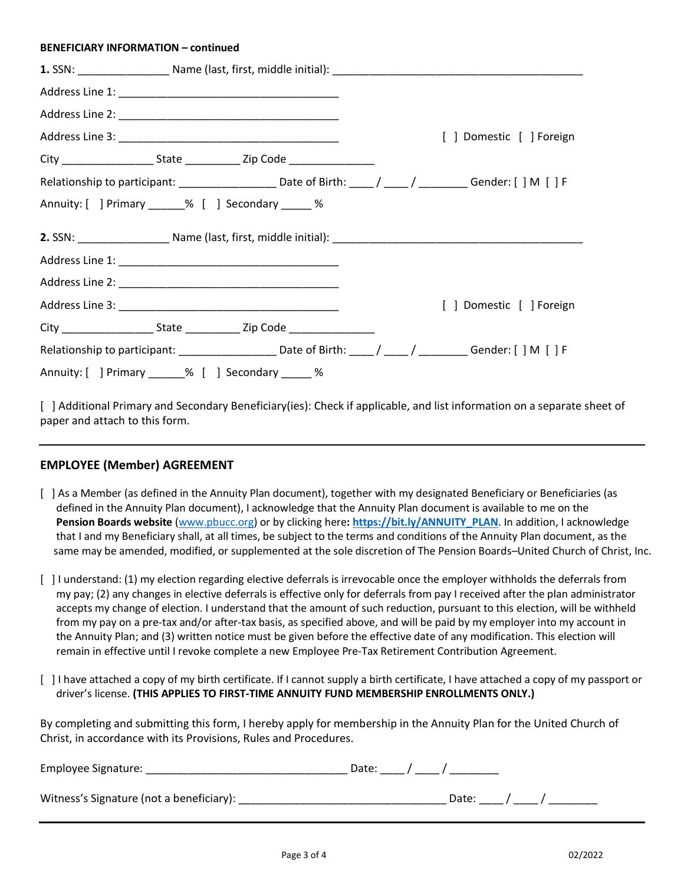**BENEFICIARY INFORMATION – continued**

**1.** SSN: _______________ Name (last, first, middle initial): __________________________________________

Address Line 1: ____________________________________

Address Line 2: ____________________________________

Address Line 3: ____________________________________ [ ] Domestic [ ] Foreign

City _______________ State _________ Zip Code ______________

Relationship to participant: ________________ Date of Birth: ____ / ____ / ________ Gender: [ ] M [ ] F

Annuity: [ ] Primary ______% [ ] Secondary _____ %

**2.** SSN: _______________ Name (last, first, middle initial): __________________________________________

Address Line 1: ____________________________________

Address Line 2: ____________________________________

Address Line 3: ____________________________________ [ ] Domestic [ ] Foreign

City _______________ State _________ Zip Code ______________

Relationship to participant: ________________ Date of Birth: ____ / ____ / ________ Gender: [ ] M [ ] F

Annuity: [ ] Primary ______% [ ] Secondary _____ %

[ ] Additional Primary and Secondary Beneficiary(ies): Check if applicable, and list information on a separate sheet of paper and attach to this form.

---

## EMPLOYEE (Member) AGREEMENT

[ ] As a Member (as defined in the Annuity Plan document), together with my designated Beneficiary or Beneficiaries (as defined in the Annuity Plan document), I acknowledge that the Annuity Plan document is available to me on the **Pension Boards website** (www.pbucc.org) or by clicking here**: https://bit.ly/ANNUITY_PLAN**. In addition, I acknowledge that I and my Beneficiary shall, at all times, be subject to the terms and conditions of the Annuity Plan document, as the same may be amended, modified, or supplemented at the sole discretion of The Pension Boards–United Church of Christ, Inc.

[ ] I understand: (1) my election regarding elective deferrals is irrevocable once the employer withholds the deferrals from my pay; (2) any changes in elective deferrals is effective only for deferrals from pay I received after the plan administrator accepts my change of election. I understand that the amount of such reduction, pursuant to this election, will be withheld from my pay on a pre-tax and/or after-tax basis, as specified above, and will be paid by my employer into my account in the Annuity Plan; and (3) written notice must be given before the effective date of any modification. This election will remain in effective until I revoke complete a new Employee Pre-Tax Retirement Contribution Agreement.

[ ] I have attached a copy of my birth certificate. If I cannot supply a birth certificate, I have attached a copy of my passport or driver's license. **(THIS APPLIES TO FIRST-TIME ANNUITY FUND MEMBERSHIP ENROLLMENTS ONLY.)**

By completing and submitting this form, I hereby apply for membership in the Annuity Plan for the United Church of Christ, in accordance with its Provisions, Rules and Procedures.

Employee Signature: ________________________________ Date: ____ / ____ / ________

Witness's Signature (not a beneficiary): _________________________________ Date: ____ / ____ / ________

---

02/2022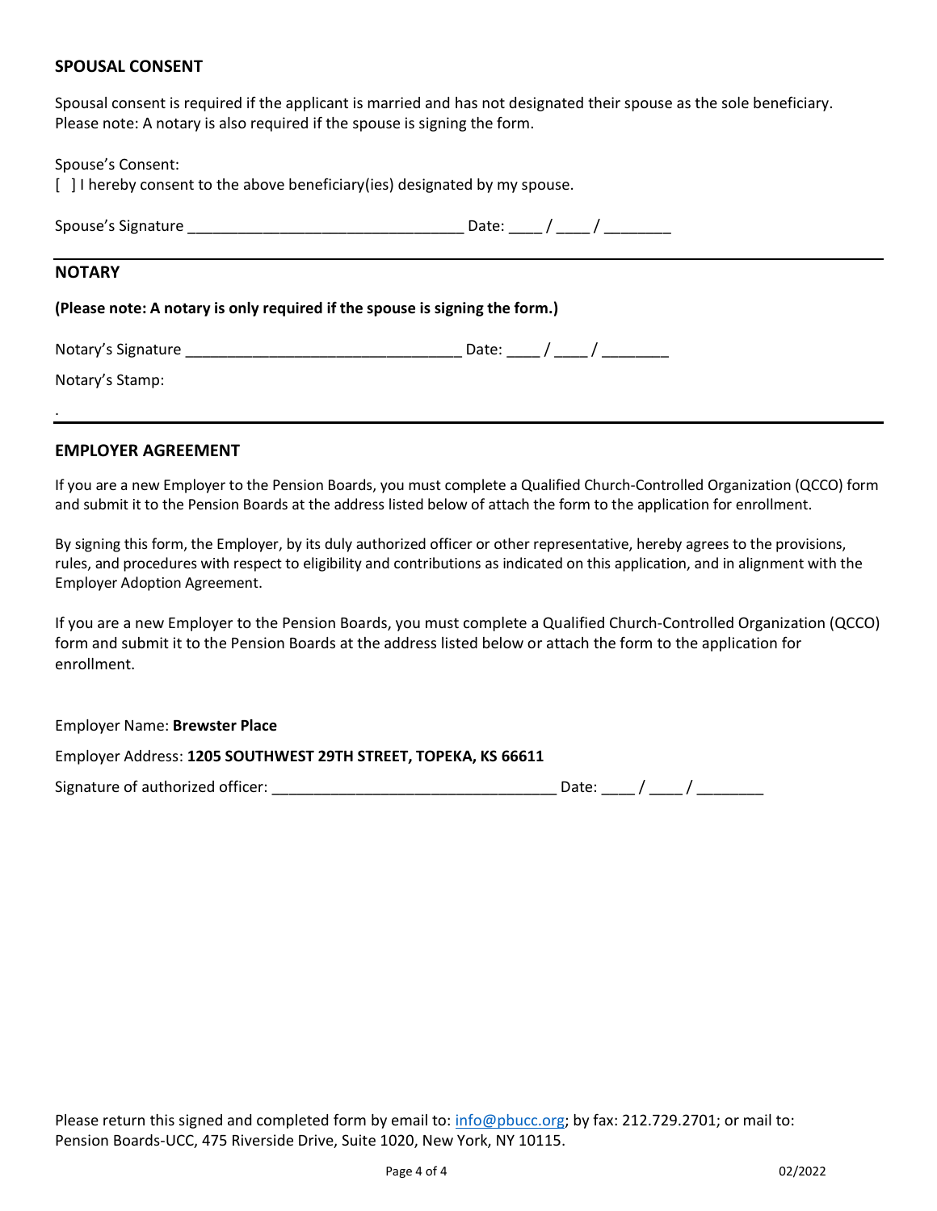## SPOUSAL CONSENT

Spousal consent is required if the applicant is married and has not designated their spouse as the sole beneficiary. Please note: A notary is also required if the spouse is signing the form.

Spouse's Consent:
[ ] I hereby consent to the above beneficiary(ies) designated by my spouse.

Spouse's Signature ________________________________ Date: ____ / ____ / ________

## NOTARY

**(Please note: A notary is only required if the spouse is signing the form.)**

Notary's Signature ________________________________ Date: ____ / ____ / ________

Notary's Stamp:

.

## EMPLOYER AGREEMENT

If you are a new Employer to the Pension Boards, you must complete a Qualified Church-Controlled Organization (QCCO) form and submit it to the Pension Boards at the address listed below of attach the form to the application for enrollment.

By signing this form, the Employer, by its duly authorized officer or other representative, hereby agrees to the provisions, rules, and procedures with respect to eligibility and contributions as indicated on this application, and in alignment with the Employer Adoption Agreement.

If you are a new Employer to the Pension Boards, you must complete a Qualified Church-Controlled Organization (QCCO) form and submit it to the Pension Boards at the address listed below or attach the form to the application for enrollment.

Employer Name: **Brewster Place**

Employer Address: **1205 SOUTHWEST 29TH STREET, TOPEKA, KS 66611**

Signature of authorized officer: _________________________________ Date: ____ / ____ / ________

Please return this signed and completed form by email to: info@pbucc.org; by fax: 212.729.2701; or mail to: Pension Boards-UCC, 475 Riverside Drive, Suite 1020, New York, NY 10115.

02/2022